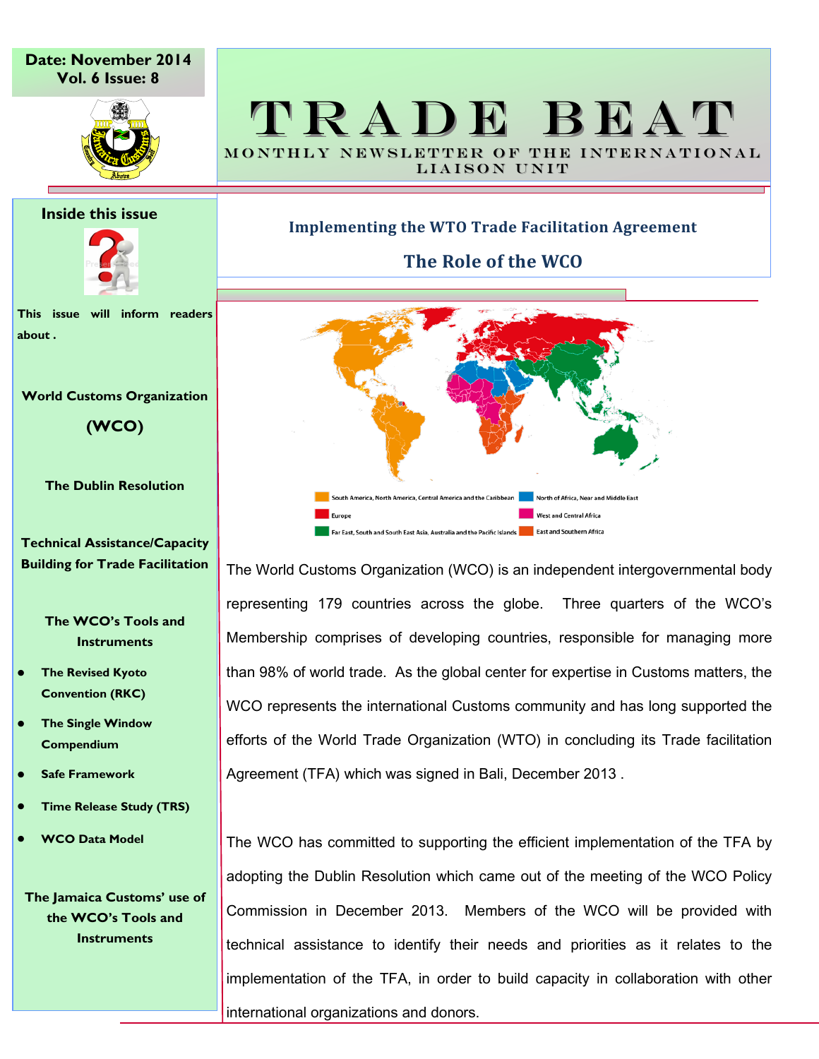Date: November 2014
Vol. 6 Issue: 8

# TRADE BEAT

MONTHLY NEWSLETTER OF THE INTERNATIONAL LIAISON UNIT

## Inside this issue

This issue will inform readers about .

**World Customs Organization (WCO)**

**The Dublin Resolution**

**Technical Assistance/Capacity Building for Trade Facilitation**

**The WCO's Tools and Instruments**

- **The Revised Kyoto Convention (RKC)**
- **The Single Window Compendium**
- **Safe Framework**
- **Time Release Study (TRS)**
- **WCO Data Model**

**The Jamaica Customs' use of the WCO's Tools and Instruments**

## Implementing the WTO Trade Facilitation Agreement

## The Role of the WCO

South America, North America, Central America and the Caribbean
North of Africa, Near and Middle East
Europe
West and Central Africa
Far East, South and South East Asia, Australia and the Pacific Islands
East and Southern Africa

The World Customs Organization (WCO) is an independent intergovernmental body representing 179 countries across the globe. Three quarters of the WCO's Membership comprises of developing countries, responsible for managing more than 98% of world trade. As the global center for expertise in Customs matters, the WCO represents the international Customs community and has long supported the efforts of the World Trade Organization (WTO) in concluding its Trade facilitation Agreement (TFA) which was signed in Bali, December 2013 .

The WCO has committed to supporting the efficient implementation of the TFA by adopting the Dublin Resolution which came out of the meeting of the WCO Policy Commission in December 2013. Members of the WCO will be provided with technical assistance to identify their needs and priorities as it relates to the implementation of the TFA, in order to build capacity in collaboration with other international organizations and donors.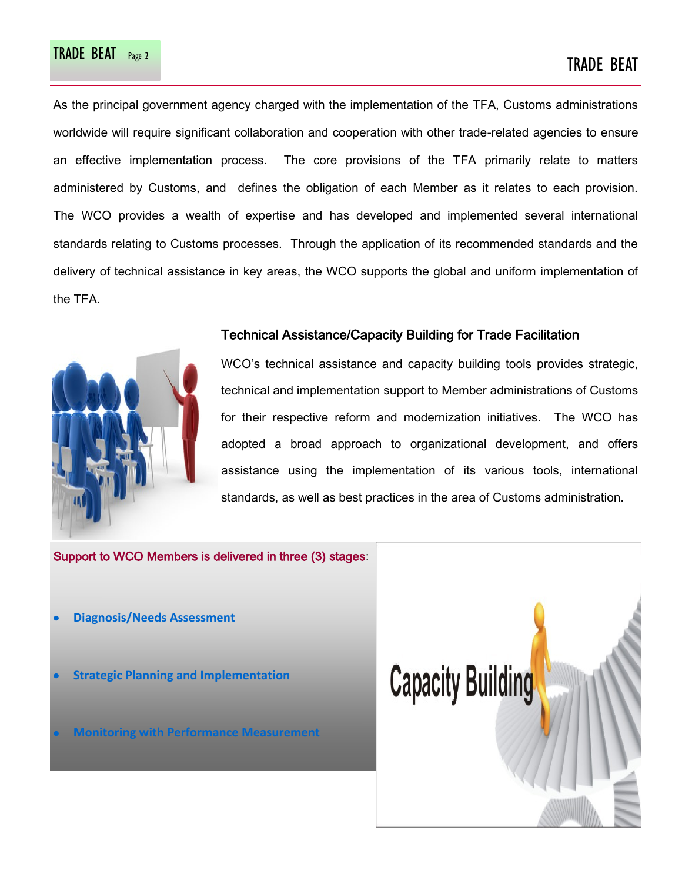As the principal government agency charged with the implementation of the TFA, Customs administrations worldwide will require significant collaboration and cooperation with other trade-related agencies to ensure an effective implementation process. The core provisions of the TFA primarily relate to matters administered by Customs, and defines the obligation of each Member as it relates to each provision. The WCO provides a wealth of expertise and has developed and implemented several international standards relating to Customs processes. Through the application of its recommended standards and the delivery of technical assistance in key areas, the WCO supports the global and uniform implementation of the TFA.

### Technical Assistance/Capacity Building for Trade Facilitation

WCO's technical assistance and capacity building tools provides strategic, technical and implementation support to Member administrations of Customs for their respective reform and modernization initiatives. The WCO has adopted a broad approach to organizational development, and offers assistance using the implementation of its various tools, international standards, as well as best practices in the area of Customs administration.

Support to WCO Members is delivered in three (3) stages:

- **Diagnosis/Needs Assessment**
- **Strategic Planning and Implementation**
- **Monitoring with Performance Measurement**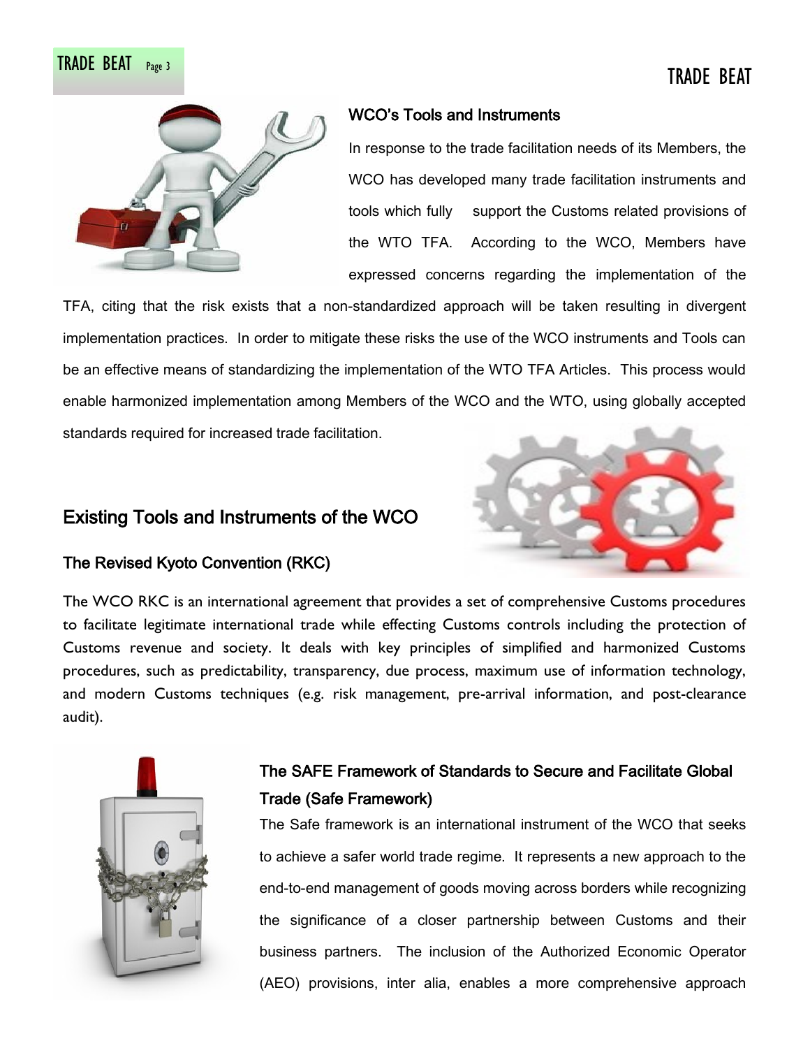## WCO's Tools and Instruments

In response to the trade facilitation needs of its Members, the WCO has developed many trade facilitation instruments and tools which fully support the Customs related provisions of the WTO TFA. According to the WCO, Members have expressed concerns regarding the implementation of the TFA, citing that the risk exists that a non-standardized approach will be taken resulting in divergent implementation practices. In order to mitigate these risks the use of the WCO instruments and Tools can be an effective means of standardizing the implementation of the WTO TFA Articles. This process would enable harmonized implementation among Members of the WCO and the WTO, using globally accepted standards required for increased trade facilitation.

## Existing Tools and Instruments of the WCO

### The Revised Kyoto Convention (RKC)

The WCO RKC is an international agreement that provides a set of comprehensive Customs procedures to facilitate legitimate international trade while effecting Customs controls including the protection of Customs revenue and society. It deals with key principles of simplified and harmonized Customs procedures, such as predictability, transparency, due process, maximum use of information technology, and modern Customs techniques (e.g. risk management, pre-arrival information, and post-clearance audit).

### The SAFE Framework of Standards to Secure and Facilitate Global Trade (Safe Framework)

The Safe framework is an international instrument of the WCO that seeks to achieve a safer world trade regime. It represents a new approach to the end-to-end management of goods moving across borders while recognizing the significance of a closer partnership between Customs and their business partners. The inclusion of the Authorized Economic Operator (AEO) provisions, inter alia, enables a more comprehensive approach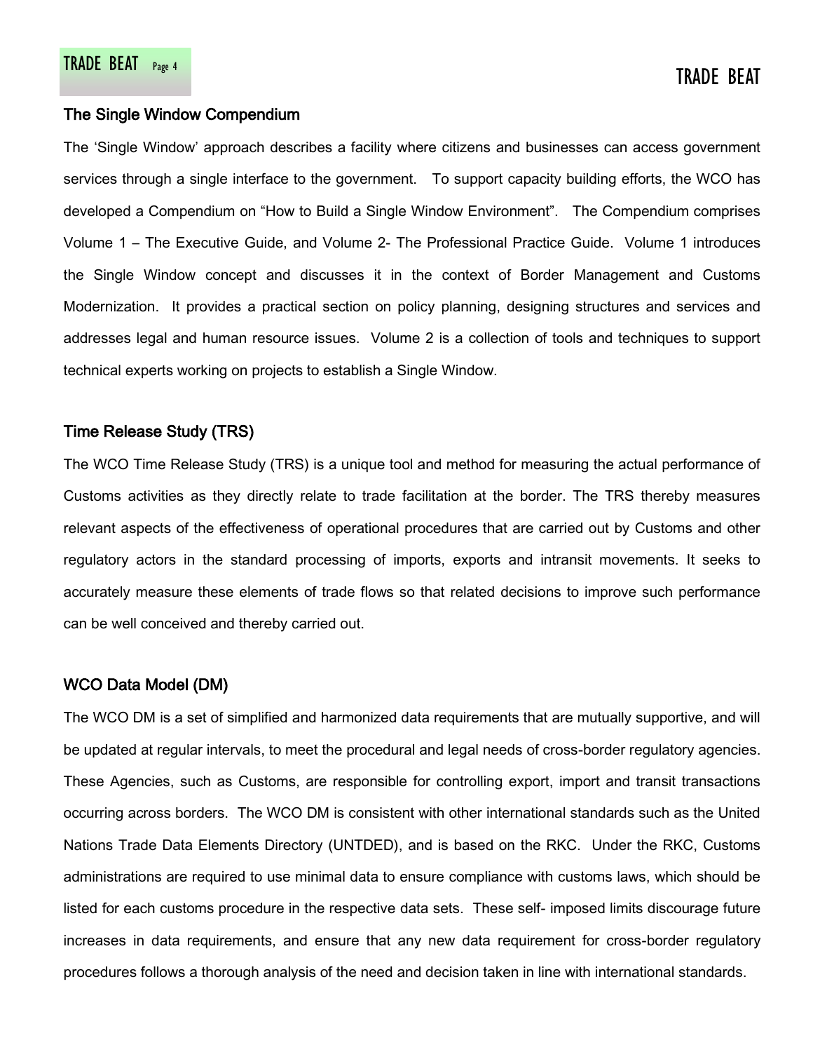## The Single Window Compendium

The 'Single Window' approach describes a facility where citizens and businesses can access government services through a single interface to the government. To support capacity building efforts, the WCO has developed a Compendium on "How to Build a Single Window Environment". The Compendium comprises Volume 1 – The Executive Guide, and Volume 2- The Professional Practice Guide. Volume 1 introduces the Single Window concept and discusses it in the context of Border Management and Customs Modernization. It provides a practical section on policy planning, designing structures and services and addresses legal and human resource issues. Volume 2 is a collection of tools and techniques to support technical experts working on projects to establish a Single Window.

## Time Release Study (TRS)

The WCO Time Release Study (TRS) is a unique tool and method for measuring the actual performance of Customs activities as they directly relate to trade facilitation at the border. The TRS thereby measures relevant aspects of the effectiveness of operational procedures that are carried out by Customs and other regulatory actors in the standard processing of imports, exports and intransit movements. It seeks to accurately measure these elements of trade flows so that related decisions to improve such performance can be well conceived and thereby carried out.

## WCO Data Model (DM)

The WCO DM is a set of simplified and harmonized data requirements that are mutually supportive, and will be updated at regular intervals, to meet the procedural and legal needs of cross-border regulatory agencies. These Agencies, such as Customs, are responsible for controlling export, import and transit transactions occurring across borders. The WCO DM is consistent with other international standards such as the United Nations Trade Data Elements Directory (UNTDED), and is based on the RKC. Under the RKC, Customs administrations are required to use minimal data to ensure compliance with customs laws, which should be listed for each customs procedure in the respective data sets. These self- imposed limits discourage future increases in data requirements, and ensure that any new data requirement for cross-border regulatory procedures follows a thorough analysis of the need and decision taken in line with international standards.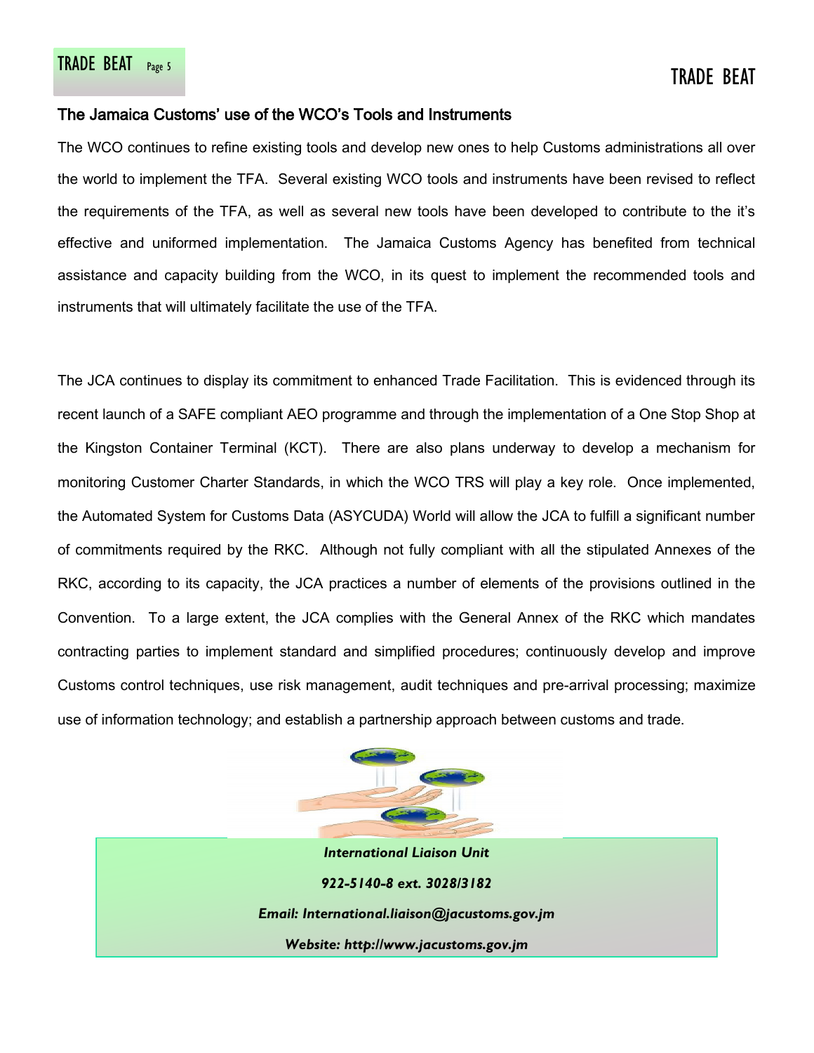## The Jamaica Customs' use of the WCO's Tools and Instruments

The WCO continues to refine existing tools and develop new ones to help Customs administrations all over the world to implement the TFA. Several existing WCO tools and instruments have been revised to reflect the requirements of the TFA, as well as several new tools have been developed to contribute to the it's effective and uniformed implementation. The Jamaica Customs Agency has benefited from technical assistance and capacity building from the WCO, in its quest to implement the recommended tools and instruments that will ultimately facilitate the use of the TFA.

The JCA continues to display its commitment to enhanced Trade Facilitation. This is evidenced through its recent launch of a SAFE compliant AEO programme and through the implementation of a One Stop Shop at the Kingston Container Terminal (KCT). There are also plans underway to develop a mechanism for monitoring Customer Charter Standards, in which the WCO TRS will play a key role. Once implemented, the Automated System for Customs Data (ASYCUDA) World will allow the JCA to fulfill a significant number of commitments required by the RKC. Although not fully compliant with all the stipulated Annexes of the RKC, according to its capacity, the JCA practices a number of elements of the provisions outlined in the Convention. To a large extent, the JCA complies with the General Annex of the RKC which mandates contracting parties to implement standard and simplified procedures; continuously develop and improve Customs control techniques, use risk management, audit techniques and pre-arrival processing; maximize use of information technology; and establish a partnership approach between customs and trade.

***International Liaison Unit***

***922-5140-8 ext. 3028/3182***

***Email: International.liaison@jacustoms.gov.jm***

***Website: http://www.jacustoms.gov.jm***